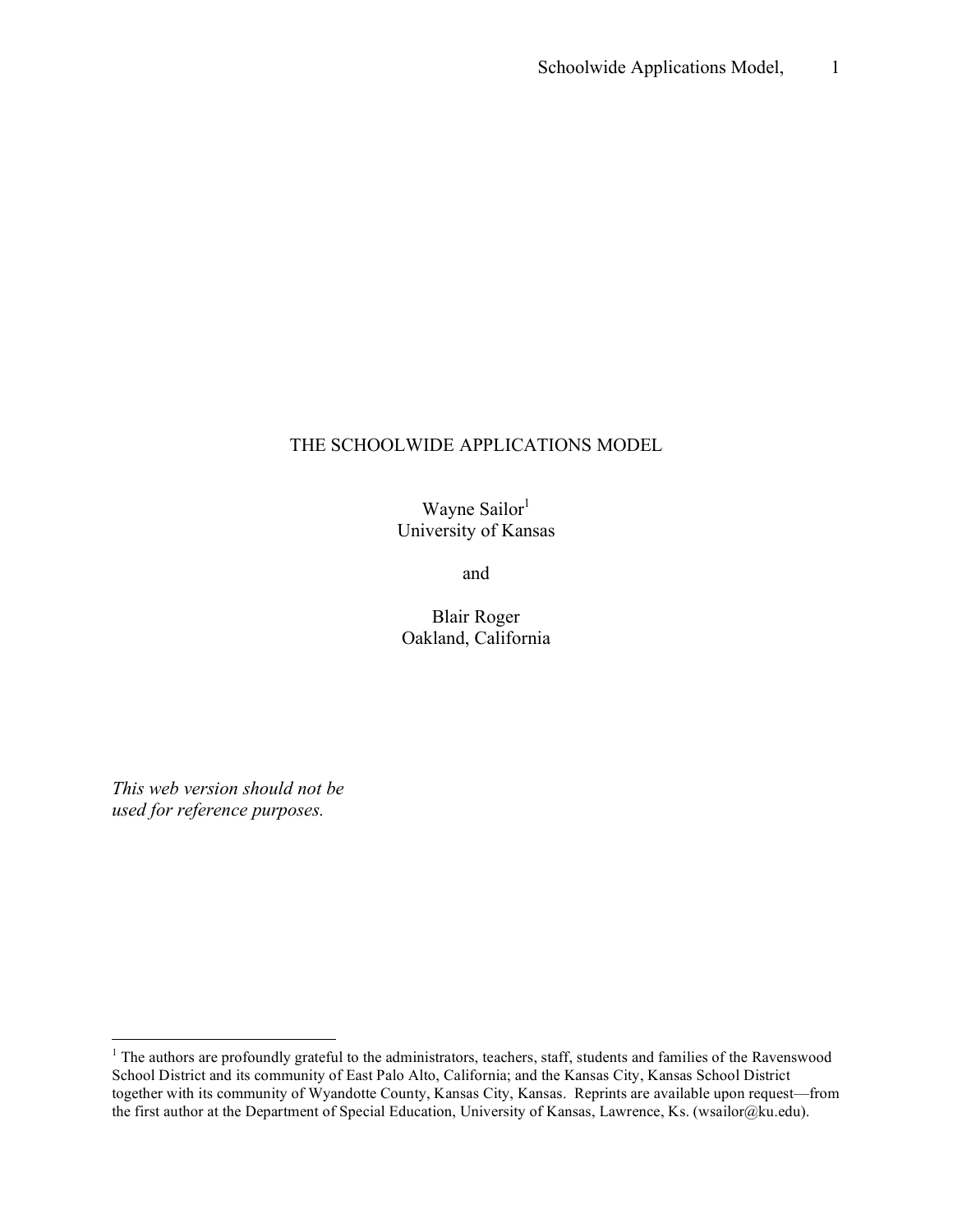# THE SCHOOLWIDE APPLICATIONS MODEL

Wayne Sailor[1]
University of Kansas

and

Blair Roger
Oakland, California

*This web version should not be used for reference purposes.*

[1] The authors are profoundly grateful to the administrators, teachers, staff, students and families of the Ravenswood School District and its community of East Palo Alto, California; and the Kansas City, Kansas School District together with its community of Wyandotte County, Kansas City, Kansas. Reprints are available upon request—from the first author at the Department of Special Education, University of Kansas, Lawrence, Ks. (wsailor@ku.edu).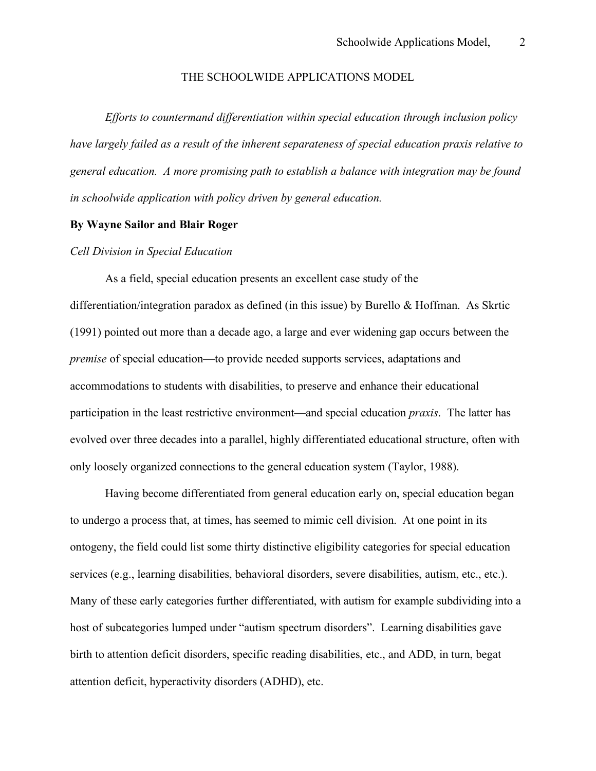# THE SCHOOLWIDE APPLICATIONS MODEL

*Efforts to countermand differentiation within special education through inclusion policy have largely failed as a result of the inherent separateness of special education praxis relative to general education. A more promising path to establish a balance with integration may be found in schoolwide application with policy driven by general education.*

**By Wayne Sailor and Blair Roger**

*Cell Division in Special Education*

As a field, special education presents an excellent case study of the differentiation/integration paradox as defined (in this issue) by Burello & Hoffman. As Skrtic (1991) pointed out more than a decade ago, a large and ever widening gap occurs between the *premise* of special education—to provide needed supports services, adaptations and accommodations to students with disabilities, to preserve and enhance their educational participation in the least restrictive environment—and special education *praxis*. The latter has evolved over three decades into a parallel, highly differentiated educational structure, often with only loosely organized connections to the general education system (Taylor, 1988).

Having become differentiated from general education early on, special education began to undergo a process that, at times, has seemed to mimic cell division. At one point in its ontogeny, the field could list some thirty distinctive eligibility categories for special education services (e.g., learning disabilities, behavioral disorders, severe disabilities, autism, etc., etc.). Many of these early categories further differentiated, with autism for example subdividing into a host of subcategories lumped under "autism spectrum disorders". Learning disabilities gave birth to attention deficit disorders, specific reading disabilities, etc., and ADD, in turn, begat attention deficit, hyperactivity disorders (ADHD), etc.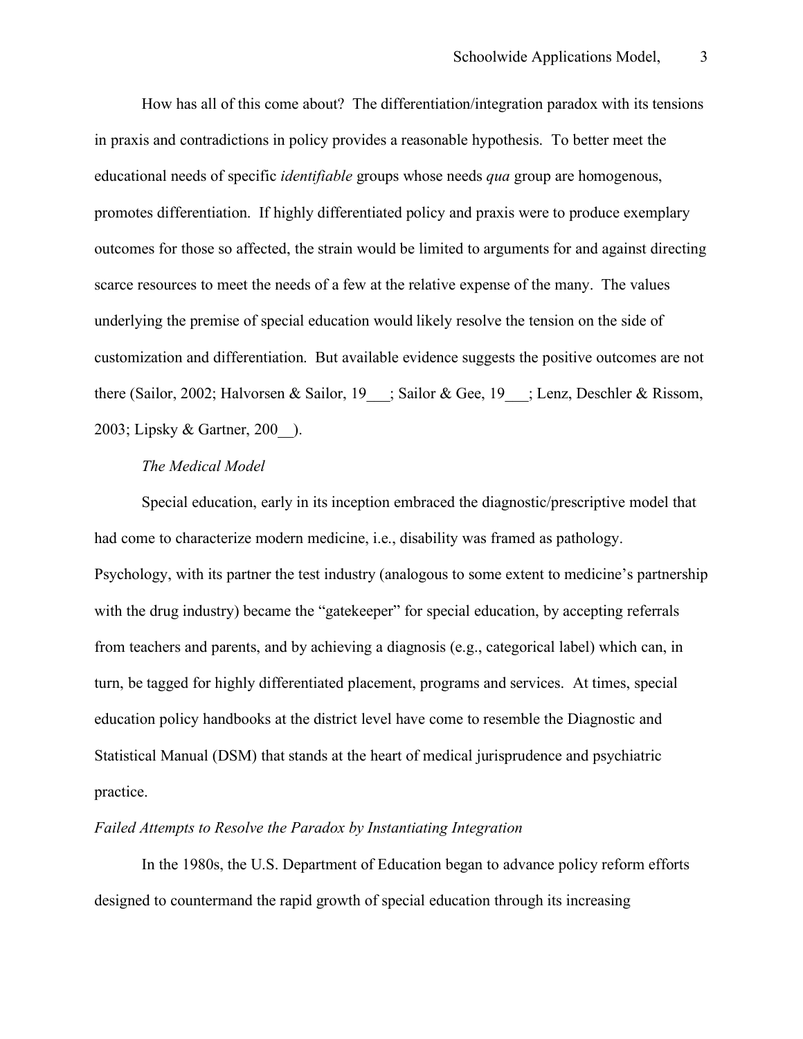How has all of this come about? The differentiation/integration paradox with its tensions in praxis and contradictions in policy provides a reasonable hypothesis. To better meet the educational needs of specific *identifiable* groups whose needs *qua* group are homogenous, promotes differentiation. If highly differentiated policy and praxis were to produce exemplary outcomes for those so affected, the strain would be limited to arguments for and against directing scarce resources to meet the needs of a few at the relative expense of the many. The values underlying the premise of special education would likely resolve the tension on the side of customization and differentiation. But available evidence suggests the positive outcomes are not there (Sailor, 2002; Halvorsen & Sailor, 19___; Sailor & Gee, 19___; Lenz, Deschler & Rissom, 2003; Lipsky & Gartner, 200__).

*The Medical Model*

Special education, early in its inception embraced the diagnostic/prescriptive model that had come to characterize modern medicine, i.e., disability was framed as pathology. Psychology, with its partner the test industry (analogous to some extent to medicine's partnership with the drug industry) became the "gatekeeper" for special education, by accepting referrals from teachers and parents, and by achieving a diagnosis (e.g., categorical label) which can, in turn, be tagged for highly differentiated placement, programs and services. At times, special education policy handbooks at the district level have come to resemble the Diagnostic and Statistical Manual (DSM) that stands at the heart of medical jurisprudence and psychiatric practice.

*Failed Attempts to Resolve the Paradox by Instantiating Integration*

In the 1980s, the U.S. Department of Education began to advance policy reform efforts designed to countermand the rapid growth of special education through its increasing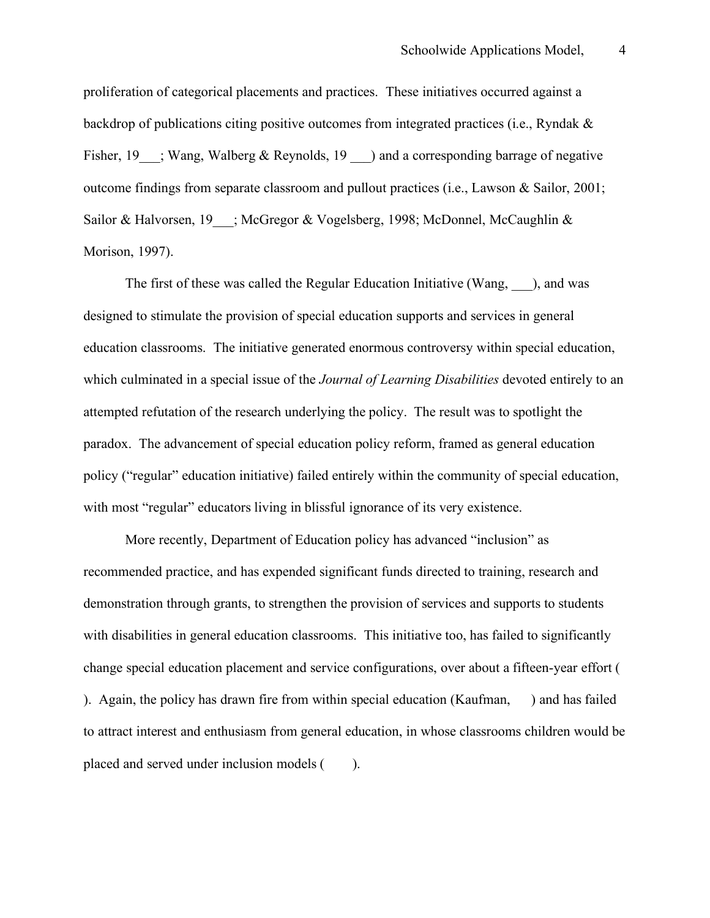proliferation of categorical placements and practices. These initiatives occurred against a backdrop of publications citing positive outcomes from integrated practices (i.e., Ryndak & Fisher, 19___; Wang, Walberg & Reynolds, 19 ___) and a corresponding barrage of negative outcome findings from separate classroom and pullout practices (i.e., Lawson & Sailor, 2001; Sailor & Halvorsen, 19___; McGregor & Vogelsberg, 1998; McDonnel, McCaughlin & Morison, 1997).

The first of these was called the Regular Education Initiative (Wang, ___), and was designed to stimulate the provision of special education supports and services in general education classrooms. The initiative generated enormous controversy within special education, which culminated in a special issue of the *Journal of Learning Disabilities* devoted entirely to an attempted refutation of the research underlying the policy. The result was to spotlight the paradox. The advancement of special education policy reform, framed as general education policy ("regular" education initiative) failed entirely within the community of special education, with most "regular" educators living in blissful ignorance of its very existence.

More recently, Department of Education policy has advanced "inclusion" as recommended practice, and has expended significant funds directed to training, research and demonstration through grants, to strengthen the provision of services and supports to students with disabilities in general education classrooms. This initiative too, has failed to significantly change special education placement and service configurations, over about a fifteen-year effort ( ). Again, the policy has drawn fire from within special education (Kaufman, ) and has failed to attract interest and enthusiasm from general education, in whose classrooms children would be placed and served under inclusion models ( ).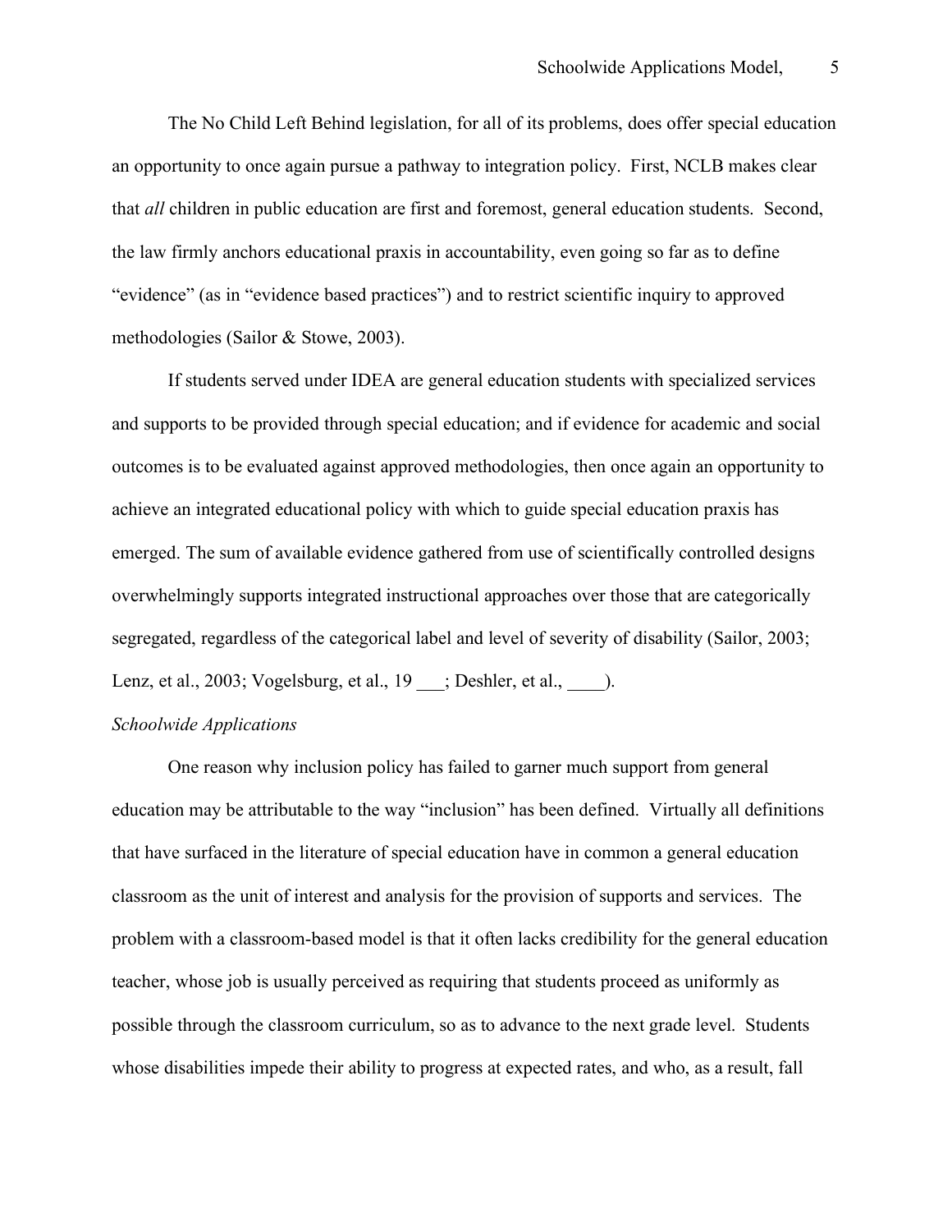The No Child Left Behind legislation, for all of its problems, does offer special education an opportunity to once again pursue a pathway to integration policy. First, NCLB makes clear that *all* children in public education are first and foremost, general education students. Second, the law firmly anchors educational praxis in accountability, even going so far as to define "evidence" (as in "evidence based practices") and to restrict scientific inquiry to approved methodologies (Sailor & Stowe, 2003).

If students served under IDEA are general education students with specialized services and supports to be provided through special education; and if evidence for academic and social outcomes is to be evaluated against approved methodologies, then once again an opportunity to achieve an integrated educational policy with which to guide special education praxis has emerged. The sum of available evidence gathered from use of scientifically controlled designs overwhelmingly supports integrated instructional approaches over those that are categorically segregated, regardless of the categorical label and level of severity of disability (Sailor, 2003; Lenz, et al., 2003; Vogelsburg, et al., 19 ___; Deshler, et al., ____).

*Schoolwide Applications*

One reason why inclusion policy has failed to garner much support from general education may be attributable to the way "inclusion" has been defined. Virtually all definitions that have surfaced in the literature of special education have in common a general education classroom as the unit of interest and analysis for the provision of supports and services. The problem with a classroom-based model is that it often lacks credibility for the general education teacher, whose job is usually perceived as requiring that students proceed as uniformly as possible through the classroom curriculum, so as to advance to the next grade level. Students whose disabilities impede their ability to progress at expected rates, and who, as a result, fall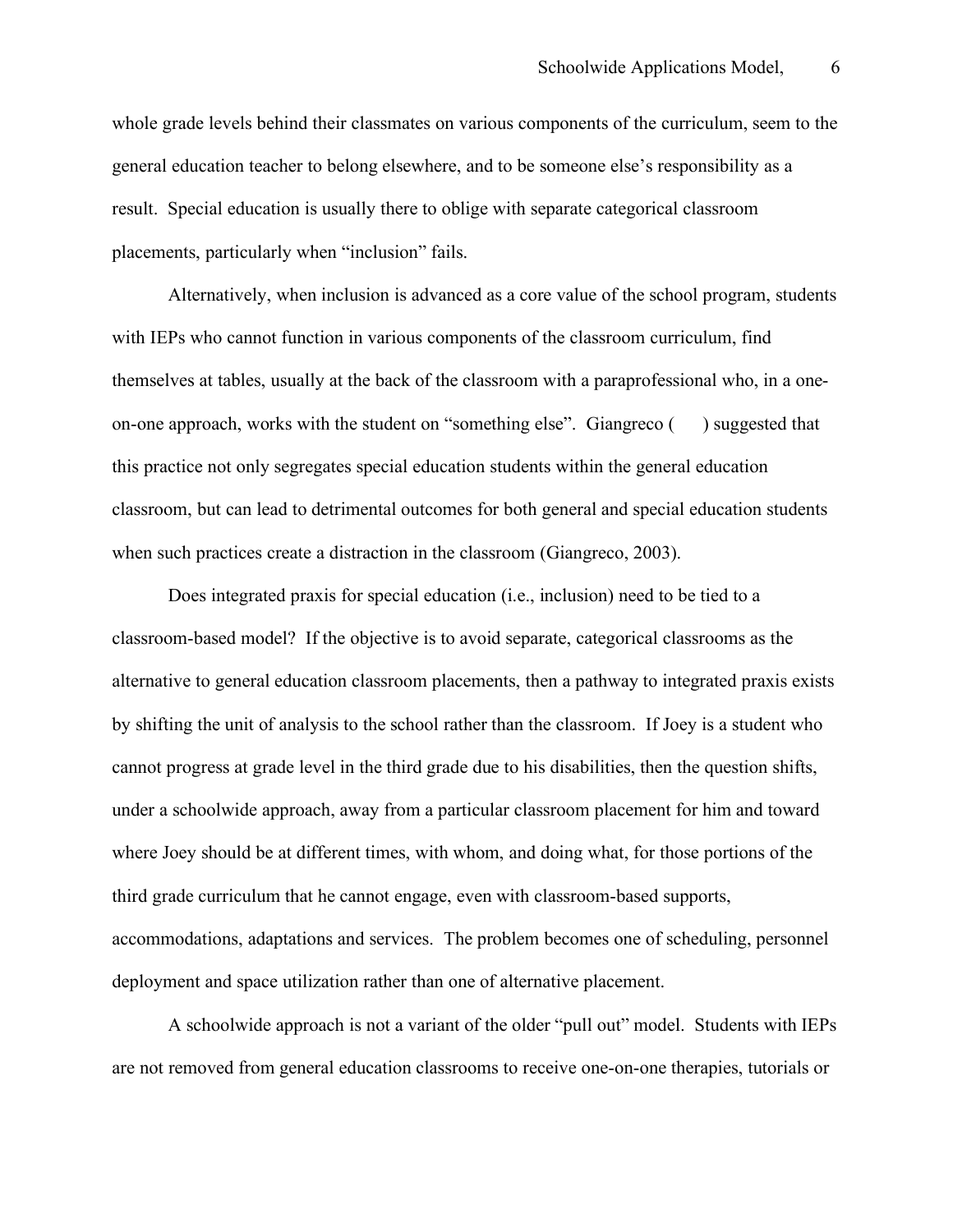whole grade levels behind their classmates on various components of the curriculum, seem to the general education teacher to belong elsewhere, and to be someone else's responsibility as a result. Special education is usually there to oblige with separate categorical classroom placements, particularly when "inclusion" fails.

Alternatively, when inclusion is advanced as a core value of the school program, students with IEPs who cannot function in various components of the classroom curriculum, find themselves at tables, usually at the back of the classroom with a paraprofessional who, in a one-on-one approach, works with the student on "something else". Giangreco (     ) suggested that this practice not only segregates special education students within the general education classroom, but can lead to detrimental outcomes for both general and special education students when such practices create a distraction in the classroom (Giangreco, 2003).

Does integrated praxis for special education (i.e., inclusion) need to be tied to a classroom-based model? If the objective is to avoid separate, categorical classrooms as the alternative to general education classroom placements, then a pathway to integrated praxis exists by shifting the unit of analysis to the school rather than the classroom. If Joey is a student who cannot progress at grade level in the third grade due to his disabilities, then the question shifts, under a schoolwide approach, away from a particular classroom placement for him and toward where Joey should be at different times, with whom, and doing what, for those portions of the third grade curriculum that he cannot engage, even with classroom-based supports, accommodations, adaptations and services. The problem becomes one of scheduling, personnel deployment and space utilization rather than one of alternative placement.

A schoolwide approach is not a variant of the older "pull out" model. Students with IEPs are not removed from general education classrooms to receive one-on-one therapies, tutorials or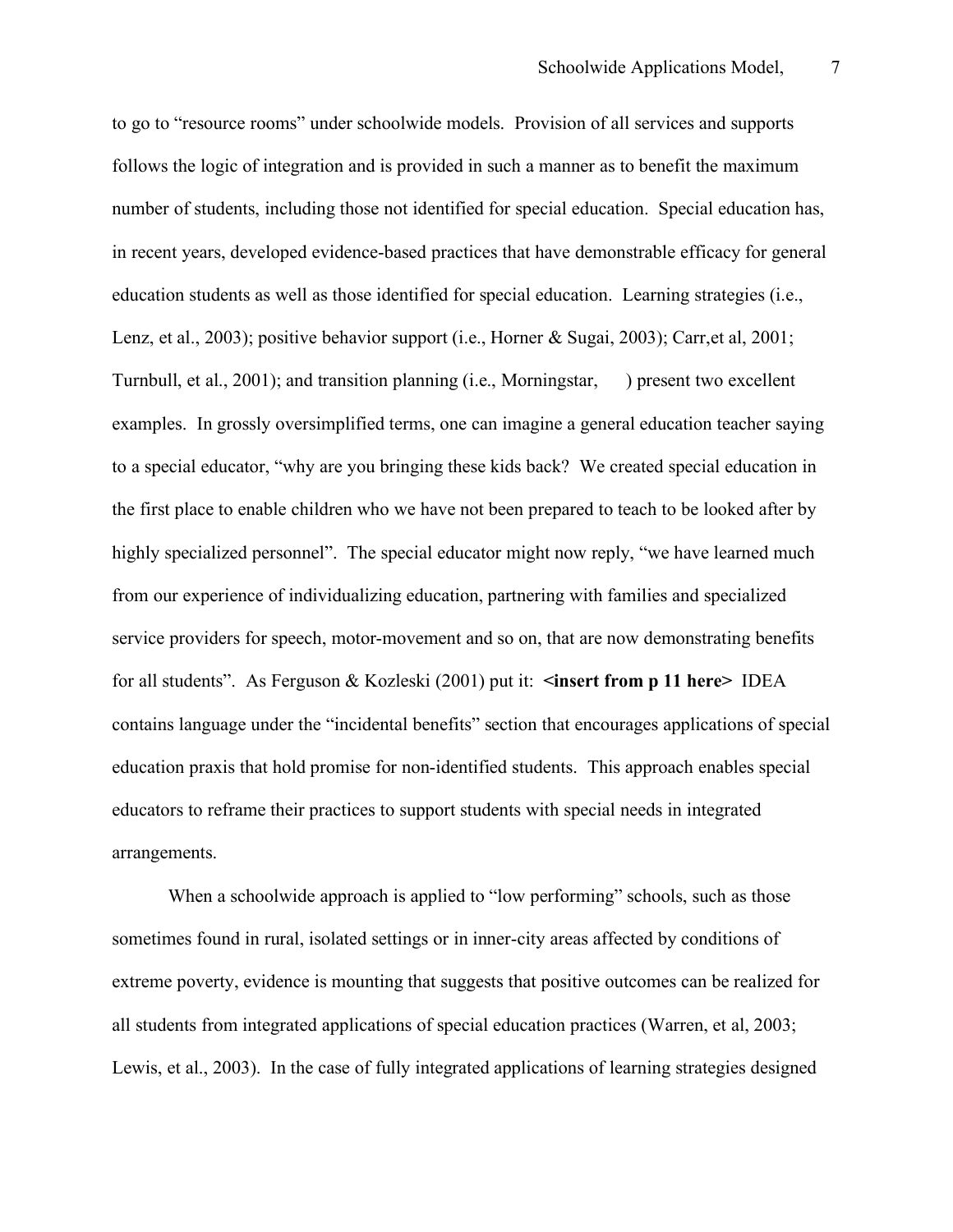to go to "resource rooms" under schoolwide models. Provision of all services and supports follows the logic of integration and is provided in such a manner as to benefit the maximum number of students, including those not identified for special education. Special education has, in recent years, developed evidence-based practices that have demonstrable efficacy for general education students as well as those identified for special education. Learning strategies (i.e., Lenz, et al., 2003); positive behavior support (i.e., Horner & Sugai, 2003); Carr,et al, 2001; Turnbull, et al., 2001); and transition planning (i.e., Morningstar, ) present two excellent examples. In grossly oversimplified terms, one can imagine a general education teacher saying to a special educator, "why are you bringing these kids back? We created special education in the first place to enable children who we have not been prepared to teach to be looked after by highly specialized personnel". The special educator might now reply, "we have learned much from our experience of individualizing education, partnering with families and specialized service providers for speech, motor-movement and so on, that are now demonstrating benefits for all students". As Ferguson & Kozleski (2001) put it: **<insert from p 11 here>** IDEA contains language under the "incidental benefits" section that encourages applications of special education praxis that hold promise for non-identified students. This approach enables special educators to reframe their practices to support students with special needs in integrated arrangements.

When a schoolwide approach is applied to "low performing" schools, such as those sometimes found in rural, isolated settings or in inner-city areas affected by conditions of extreme poverty, evidence is mounting that suggests that positive outcomes can be realized for all students from integrated applications of special education practices (Warren, et al, 2003; Lewis, et al., 2003). In the case of fully integrated applications of learning strategies designed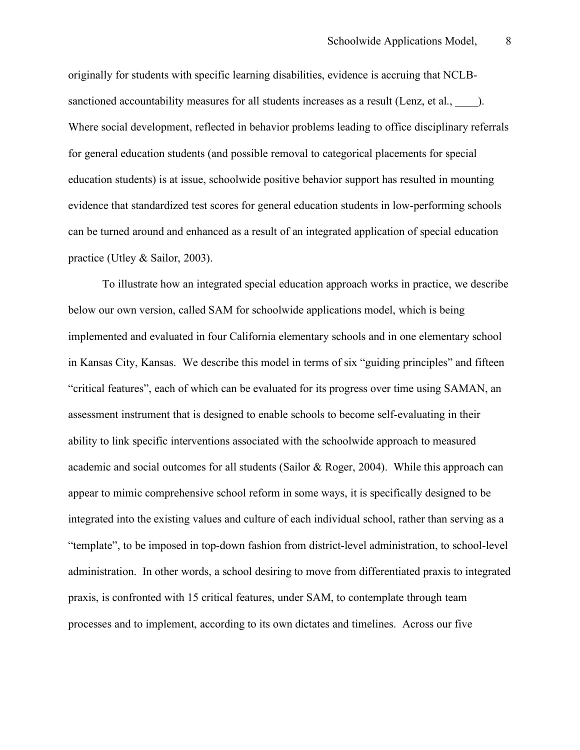originally for students with specific learning disabilities, evidence is accruing that NCLB-sanctioned accountability measures for all students increases as a result (Lenz, et al., ____). Where social development, reflected in behavior problems leading to office disciplinary referrals for general education students (and possible removal to categorical placements for special education students) is at issue, schoolwide positive behavior support has resulted in mounting evidence that standardized test scores for general education students in low-performing schools can be turned around and enhanced as a result of an integrated application of special education practice (Utley & Sailor, 2003).

To illustrate how an integrated special education approach works in practice, we describe below our own version, called SAM for schoolwide applications model, which is being implemented and evaluated in four California elementary schools and in one elementary school in Kansas City, Kansas. We describe this model in terms of six "guiding principles" and fifteen "critical features", each of which can be evaluated for its progress over time using SAMAN, an assessment instrument that is designed to enable schools to become self-evaluating in their ability to link specific interventions associated with the schoolwide approach to measured academic and social outcomes for all students (Sailor & Roger, 2004). While this approach can appear to mimic comprehensive school reform in some ways, it is specifically designed to be integrated into the existing values and culture of each individual school, rather than serving as a "template", to be imposed in top-down fashion from district-level administration, to school-level administration. In other words, a school desiring to move from differentiated praxis to integrated praxis, is confronted with 15 critical features, under SAM, to contemplate through team processes and to implement, according to its own dictates and timelines. Across our five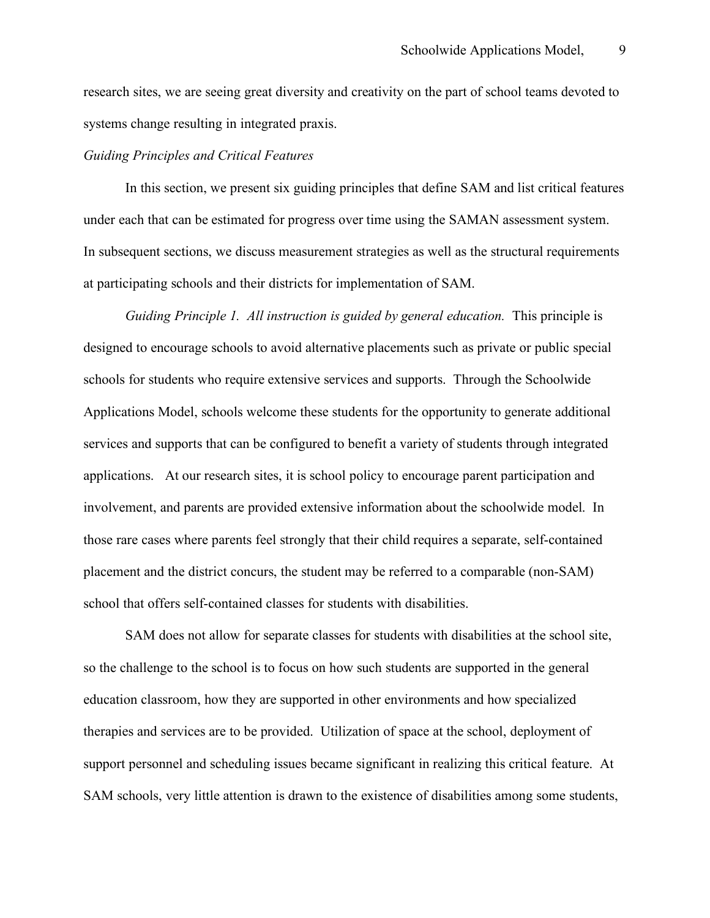research sites, we are seeing great diversity and creativity on the part of school teams devoted to systems change resulting in integrated praxis.

*Guiding Principles and Critical Features*

In this section, we present six guiding principles that define SAM and list critical features under each that can be estimated for progress over time using the SAMAN assessment system. In subsequent sections, we discuss measurement strategies as well as the structural requirements at participating schools and their districts for implementation of SAM.

*Guiding Principle 1. All instruction is guided by general education.* This principle is designed to encourage schools to avoid alternative placements such as private or public special schools for students who require extensive services and supports. Through the Schoolwide Applications Model, schools welcome these students for the opportunity to generate additional services and supports that can be configured to benefit a variety of students through integrated applications. At our research sites, it is school policy to encourage parent participation and involvement, and parents are provided extensive information about the schoolwide model. In those rare cases where parents feel strongly that their child requires a separate, self-contained placement and the district concurs, the student may be referred to a comparable (non-SAM) school that offers self-contained classes for students with disabilities.

SAM does not allow for separate classes for students with disabilities at the school site, so the challenge to the school is to focus on how such students are supported in the general education classroom, how they are supported in other environments and how specialized therapies and services are to be provided. Utilization of space at the school, deployment of support personnel and scheduling issues became significant in realizing this critical feature. At SAM schools, very little attention is drawn to the existence of disabilities among some students,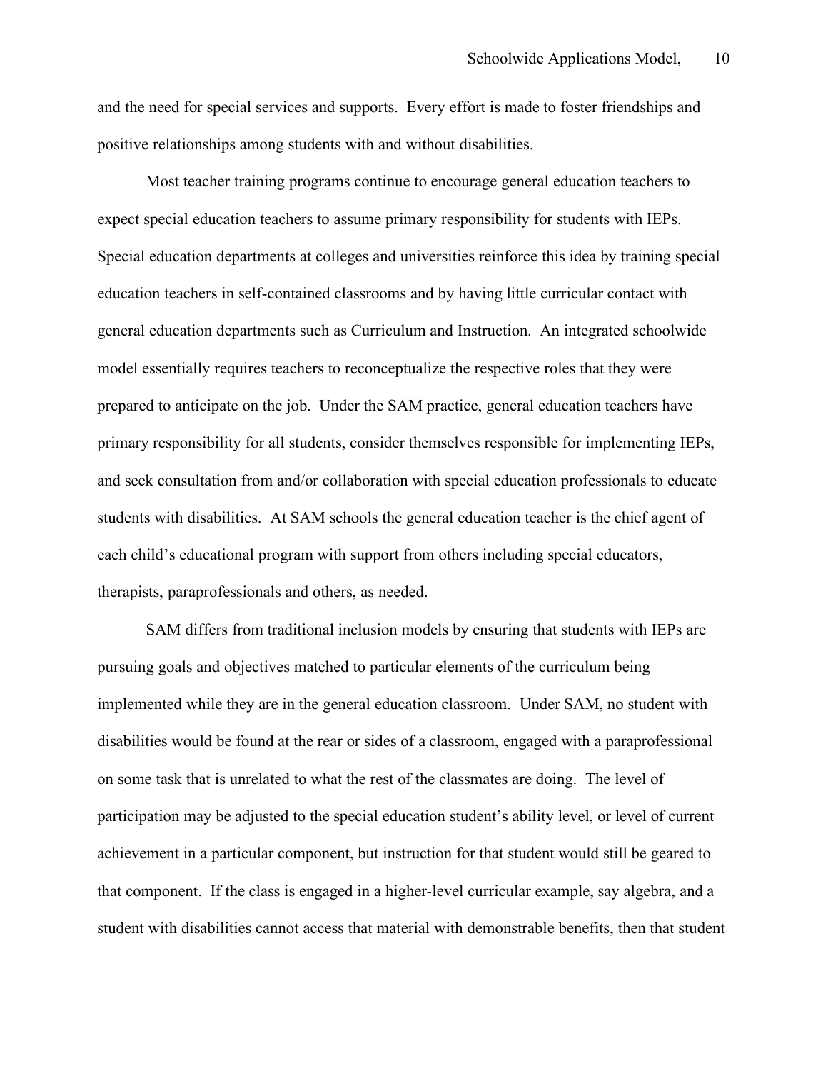and the need for special services and supports. Every effort is made to foster friendships and positive relationships among students with and without disabilities.

Most teacher training programs continue to encourage general education teachers to expect special education teachers to assume primary responsibility for students with IEPs. Special education departments at colleges and universities reinforce this idea by training special education teachers in self-contained classrooms and by having little curricular contact with general education departments such as Curriculum and Instruction. An integrated schoolwide model essentially requires teachers to reconceptualize the respective roles that they were prepared to anticipate on the job. Under the SAM practice, general education teachers have primary responsibility for all students, consider themselves responsible for implementing IEPs, and seek consultation from and/or collaboration with special education professionals to educate students with disabilities. At SAM schools the general education teacher is the chief agent of each child's educational program with support from others including special educators, therapists, paraprofessionals and others, as needed.

SAM differs from traditional inclusion models by ensuring that students with IEPs are pursuing goals and objectives matched to particular elements of the curriculum being implemented while they are in the general education classroom. Under SAM, no student with disabilities would be found at the rear or sides of a classroom, engaged with a paraprofessional on some task that is unrelated to what the rest of the classmates are doing. The level of participation may be adjusted to the special education student's ability level, or level of current achievement in a particular component, but instruction for that student would still be geared to that component. If the class is engaged in a higher-level curricular example, say algebra, and a student with disabilities cannot access that material with demonstrable benefits, then that student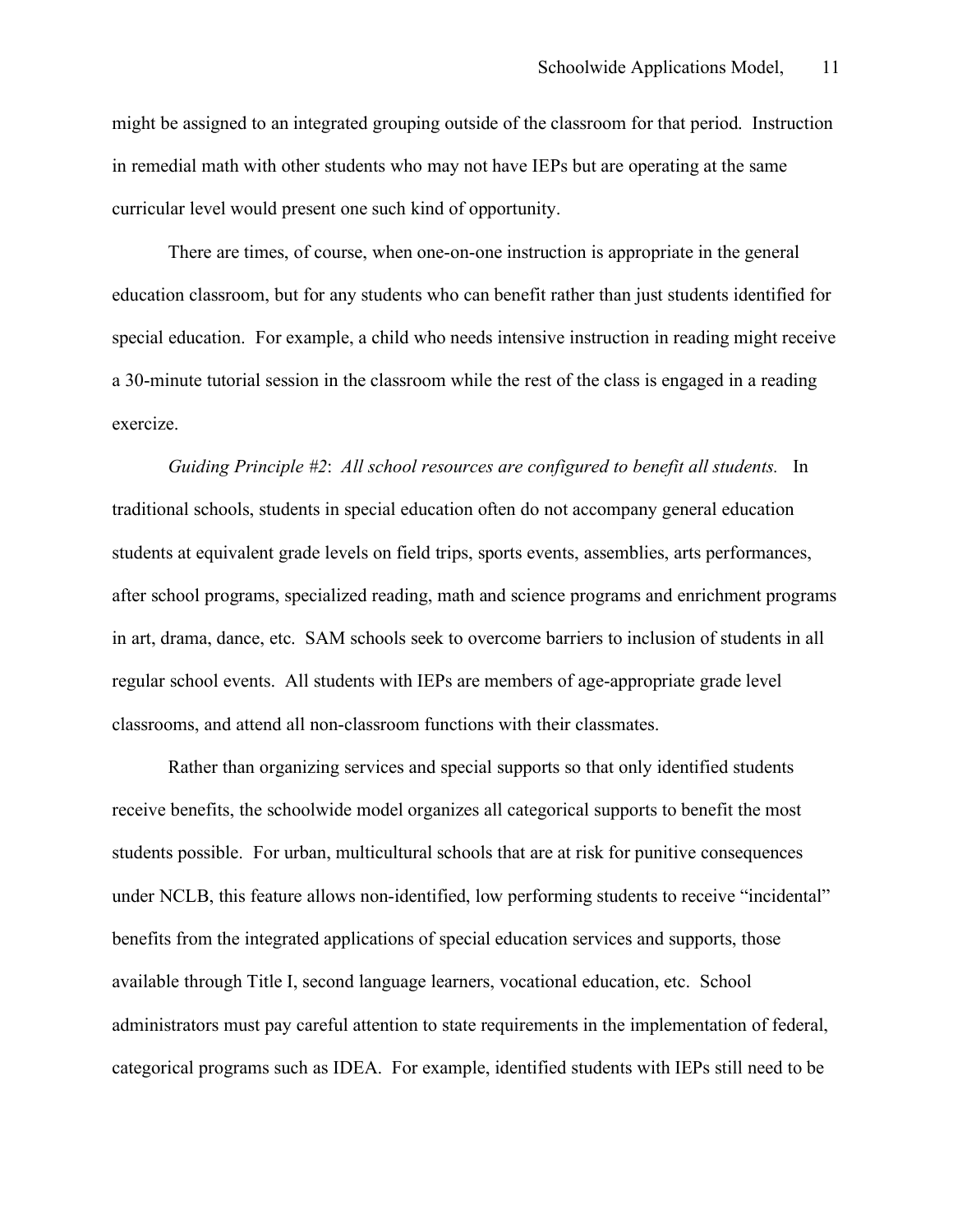might be assigned to an integrated grouping outside of the classroom for that period. Instruction in remedial math with other students who may not have IEPs but are operating at the same curricular level would present one such kind of opportunity.

There are times, of course, when one-on-one instruction is appropriate in the general education classroom, but for any students who can benefit rather than just students identified for special education. For example, a child who needs intensive instruction in reading might receive a 30-minute tutorial session in the classroom while the rest of the class is engaged in a reading exercize.

*Guiding Principle #2*: *All school resources are configured to benefit all students.* In traditional schools, students in special education often do not accompany general education students at equivalent grade levels on field trips, sports events, assemblies, arts performances, after school programs, specialized reading, math and science programs and enrichment programs in art, drama, dance, etc. SAM schools seek to overcome barriers to inclusion of students in all regular school events. All students with IEPs are members of age-appropriate grade level classrooms, and attend all non-classroom functions with their classmates.

Rather than organizing services and special supports so that only identified students receive benefits, the schoolwide model organizes all categorical supports to benefit the most students possible. For urban, multicultural schools that are at risk for punitive consequences under NCLB, this feature allows non-identified, low performing students to receive "incidental" benefits from the integrated applications of special education services and supports, those available through Title I, second language learners, vocational education, etc. School administrators must pay careful attention to state requirements in the implementation of federal, categorical programs such as IDEA. For example, identified students with IEPs still need to be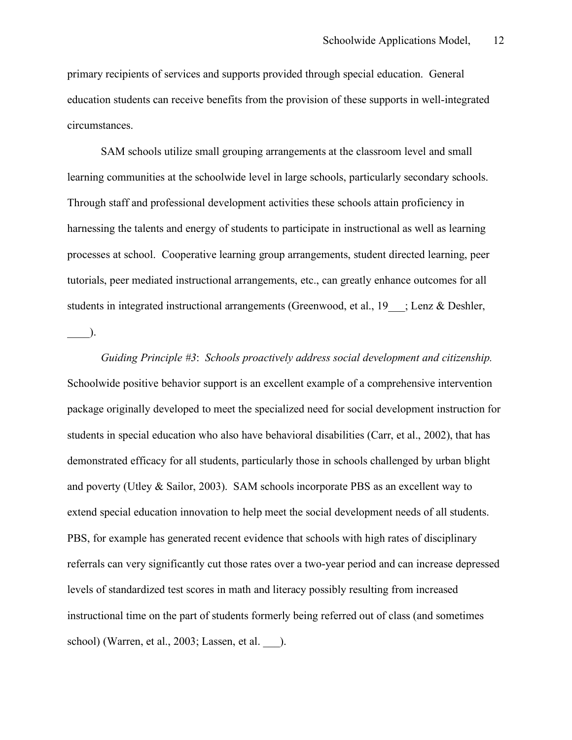primary recipients of services and supports provided through special education. General education students can receive benefits from the provision of these supports in well-integrated circumstances.

SAM schools utilize small grouping arrangements at the classroom level and small learning communities at the schoolwide level in large schools, particularly secondary schools. Through staff and professional development activities these schools attain proficiency in harnessing the talents and energy of students to participate in instructional as well as learning processes at school. Cooperative learning group arrangements, student directed learning, peer tutorials, peer mediated instructional arrangements, etc., can greatly enhance outcomes for all students in integrated instructional arrangements (Greenwood, et al., 19___; Lenz & Deshler, ____).

*Guiding Principle #3*: *Schools proactively address social development and citizenship.* Schoolwide positive behavior support is an excellent example of a comprehensive intervention package originally developed to meet the specialized need for social development instruction for students in special education who also have behavioral disabilities (Carr, et al., 2002), that has demonstrated efficacy for all students, particularly those in schools challenged by urban blight and poverty (Utley & Sailor, 2003). SAM schools incorporate PBS as an excellent way to extend special education innovation to help meet the social development needs of all students. PBS, for example has generated recent evidence that schools with high rates of disciplinary referrals can very significantly cut those rates over a two-year period and can increase depressed levels of standardized test scores in math and literacy possibly resulting from increased instructional time on the part of students formerly being referred out of class (and sometimes school) (Warren, et al., 2003; Lassen, et al. ___).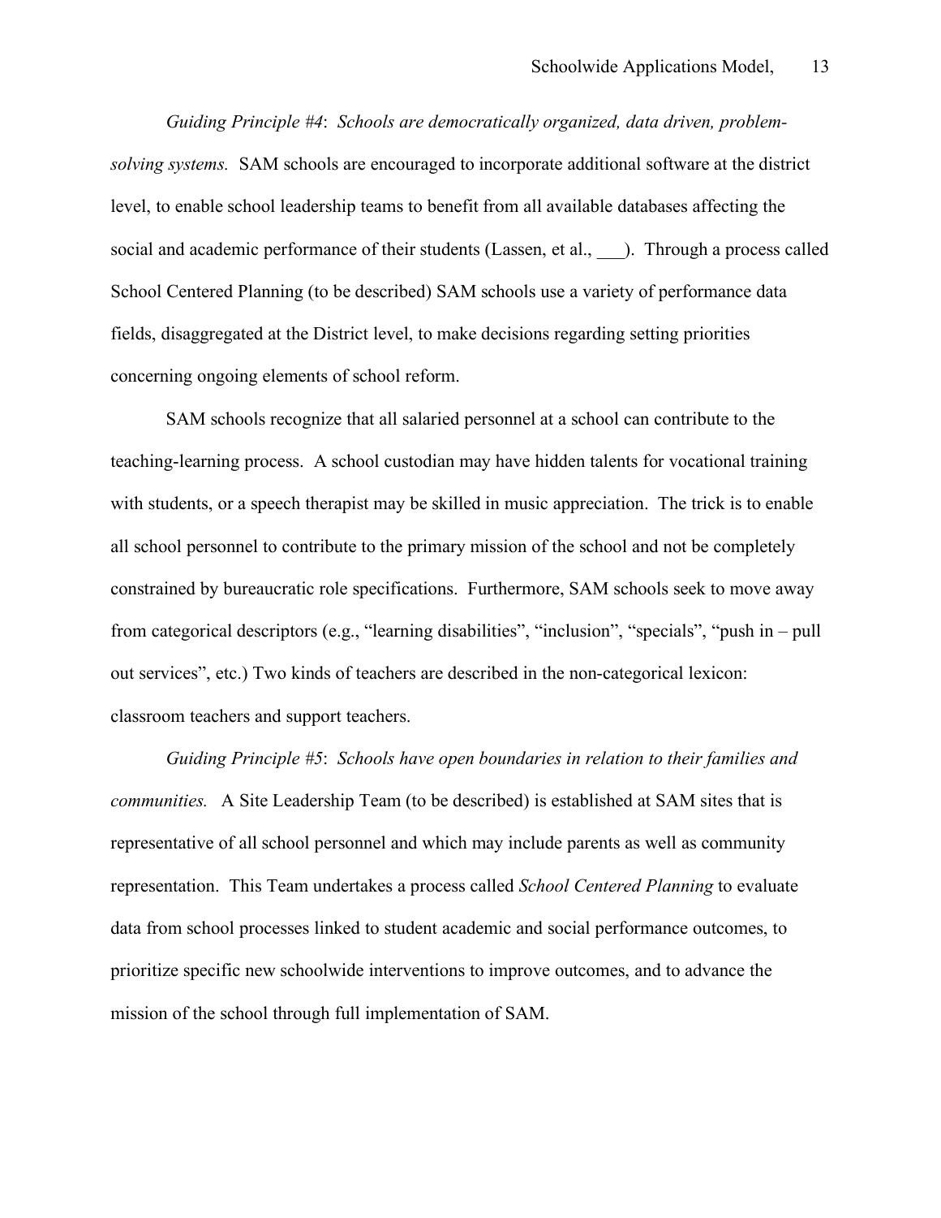*Guiding Principle #4*: *Schools are democratically organized, data driven, problem-solving systems.* SAM schools are encouraged to incorporate additional software at the district level, to enable school leadership teams to benefit from all available databases affecting the social and academic performance of their students (Lassen, et al., ___). Through a process called School Centered Planning (to be described) SAM schools use a variety of performance data fields, disaggregated at the District level, to make decisions regarding setting priorities concerning ongoing elements of school reform.

SAM schools recognize that all salaried personnel at a school can contribute to the teaching-learning process. A school custodian may have hidden talents for vocational training with students, or a speech therapist may be skilled in music appreciation. The trick is to enable all school personnel to contribute to the primary mission of the school and not be completely constrained by bureaucratic role specifications. Furthermore, SAM schools seek to move away from categorical descriptors (e.g., "learning disabilities", "inclusion", "specials", "push in – pull out services", etc.) Two kinds of teachers are described in the non-categorical lexicon: classroom teachers and support teachers.

*Guiding Principle #5*: *Schools have open boundaries in relation to their families and communities.* A Site Leadership Team (to be described) is established at SAM sites that is representative of all school personnel and which may include parents as well as community representation. This Team undertakes a process called *School Centered Planning* to evaluate data from school processes linked to student academic and social performance outcomes, to prioritize specific new schoolwide interventions to improve outcomes, and to advance the mission of the school through full implementation of SAM.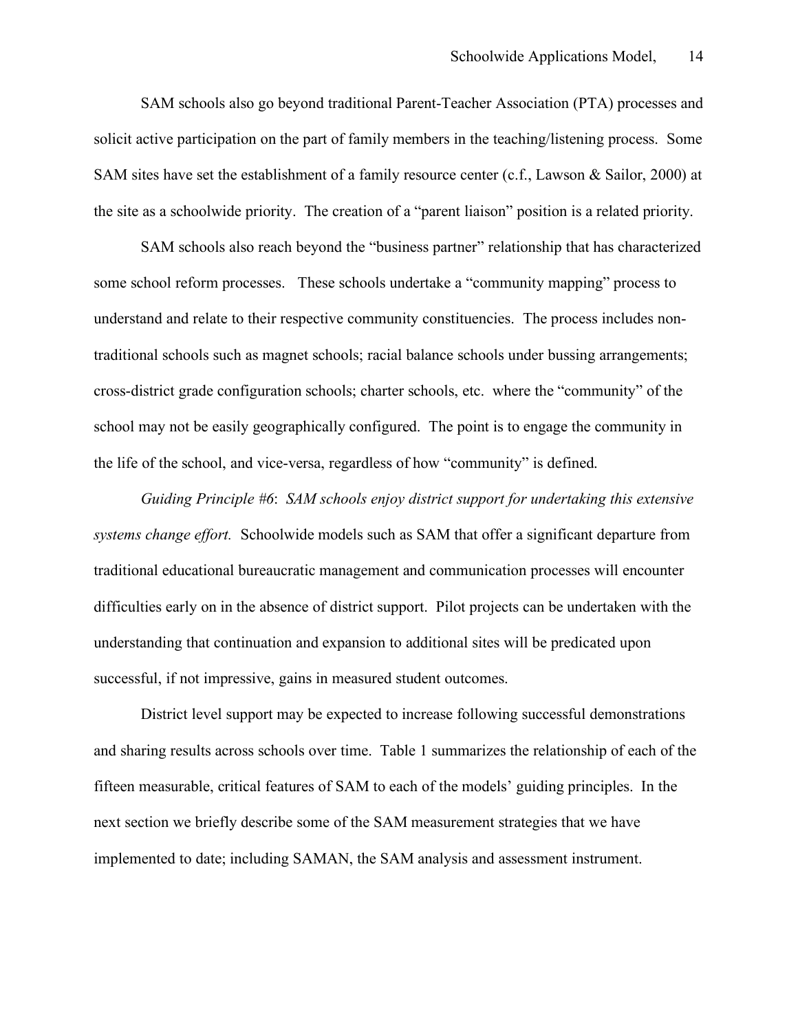SAM schools also go beyond traditional Parent-Teacher Association (PTA) processes and solicit active participation on the part of family members in the teaching/listening process. Some SAM sites have set the establishment of a family resource center (c.f., Lawson & Sailor, 2000) at the site as a schoolwide priority. The creation of a "parent liaison" position is a related priority.

SAM schools also reach beyond the "business partner" relationship that has characterized some school reform processes. These schools undertake a "community mapping" process to understand and relate to their respective community constituencies. The process includes non-traditional schools such as magnet schools; racial balance schools under bussing arrangements; cross-district grade configuration schools; charter schools, etc. where the "community" of the school may not be easily geographically configured. The point is to engage the community in the life of the school, and vice-versa, regardless of how "community" is defined.

*Guiding Principle #6*: *SAM schools enjoy district support for undertaking this extensive systems change effort.* Schoolwide models such as SAM that offer a significant departure from traditional educational bureaucratic management and communication processes will encounter difficulties early on in the absence of district support. Pilot projects can be undertaken with the understanding that continuation and expansion to additional sites will be predicated upon successful, if not impressive, gains in measured student outcomes.

District level support may be expected to increase following successful demonstrations and sharing results across schools over time. Table 1 summarizes the relationship of each of the fifteen measurable, critical features of SAM to each of the models' guiding principles. In the next section we briefly describe some of the SAM measurement strategies that we have implemented to date; including SAMAN, the SAM analysis and assessment instrument.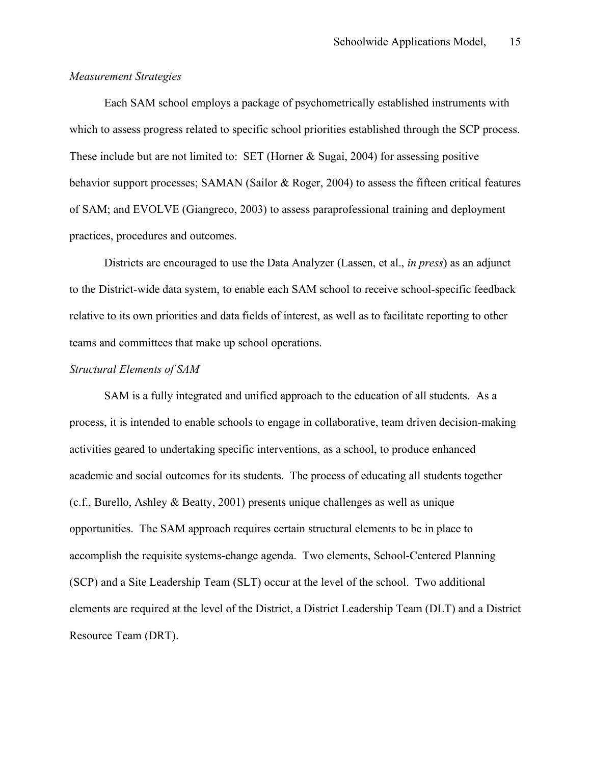*Measurement Strategies*

Each SAM school employs a package of psychometrically established instruments with which to assess progress related to specific school priorities established through the SCP process. These include but are not limited to: SET (Horner & Sugai, 2004) for assessing positive behavior support processes; SAMAN (Sailor & Roger, 2004) to assess the fifteen critical features of SAM; and EVOLVE (Giangreco, 2003) to assess paraprofessional training and deployment practices, procedures and outcomes.

Districts are encouraged to use the Data Analyzer (Lassen, et al., *in press*) as an adjunct to the District-wide data system, to enable each SAM school to receive school-specific feedback relative to its own priorities and data fields of interest, as well as to facilitate reporting to other teams and committees that make up school operations.

*Structural Elements of SAM*

SAM is a fully integrated and unified approach to the education of all students. As a process, it is intended to enable schools to engage in collaborative, team driven decision-making activities geared to undertaking specific interventions, as a school, to produce enhanced academic and social outcomes for its students. The process of educating all students together (c.f., Burello, Ashley & Beatty, 2001) presents unique challenges as well as unique opportunities. The SAM approach requires certain structural elements to be in place to accomplish the requisite systems-change agenda. Two elements, School-Centered Planning (SCP) and a Site Leadership Team (SLT) occur at the level of the school. Two additional elements are required at the level of the District, a District Leadership Team (DLT) and a District Resource Team (DRT).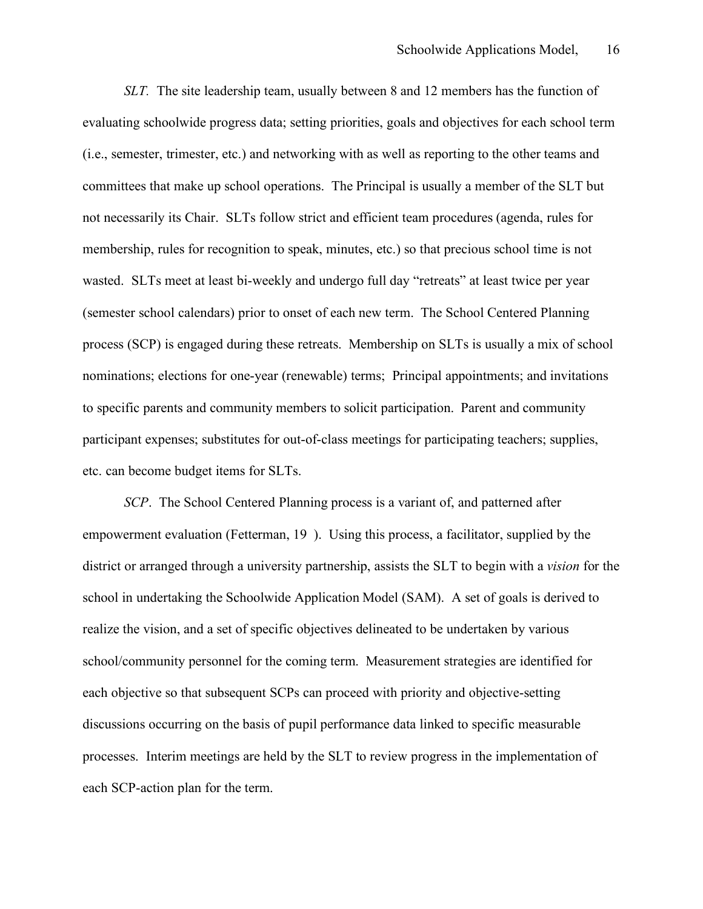*SLT*. The site leadership team, usually between 8 and 12 members has the function of evaluating schoolwide progress data; setting priorities, goals and objectives for each school term (i.e., semester, trimester, etc.) and networking with as well as reporting to the other teams and committees that make up school operations. The Principal is usually a member of the SLT but not necessarily its Chair. SLTs follow strict and efficient team procedures (agenda, rules for membership, rules for recognition to speak, minutes, etc.) so that precious school time is not wasted. SLTs meet at least bi-weekly and undergo full day "retreats" at least twice per year (semester school calendars) prior to onset of each new term. The School Centered Planning process (SCP) is engaged during these retreats. Membership on SLTs is usually a mix of school nominations; elections for one-year (renewable) terms; Principal appointments; and invitations to specific parents and community members to solicit participation. Parent and community participant expenses; substitutes for out-of-class meetings for participating teachers; supplies, etc. can become budget items for SLTs.

*SCP*. The School Centered Planning process is a variant of, and patterned after empowerment evaluation (Fetterman, 19 ). Using this process, a facilitator, supplied by the district or arranged through a university partnership, assists the SLT to begin with a *vision* for the school in undertaking the Schoolwide Application Model (SAM). A set of goals is derived to realize the vision, and a set of specific objectives delineated to be undertaken by various school/community personnel for the coming term. Measurement strategies are identified for each objective so that subsequent SCPs can proceed with priority and objective-setting discussions occurring on the basis of pupil performance data linked to specific measurable processes. Interim meetings are held by the SLT to review progress in the implementation of each SCP-action plan for the term.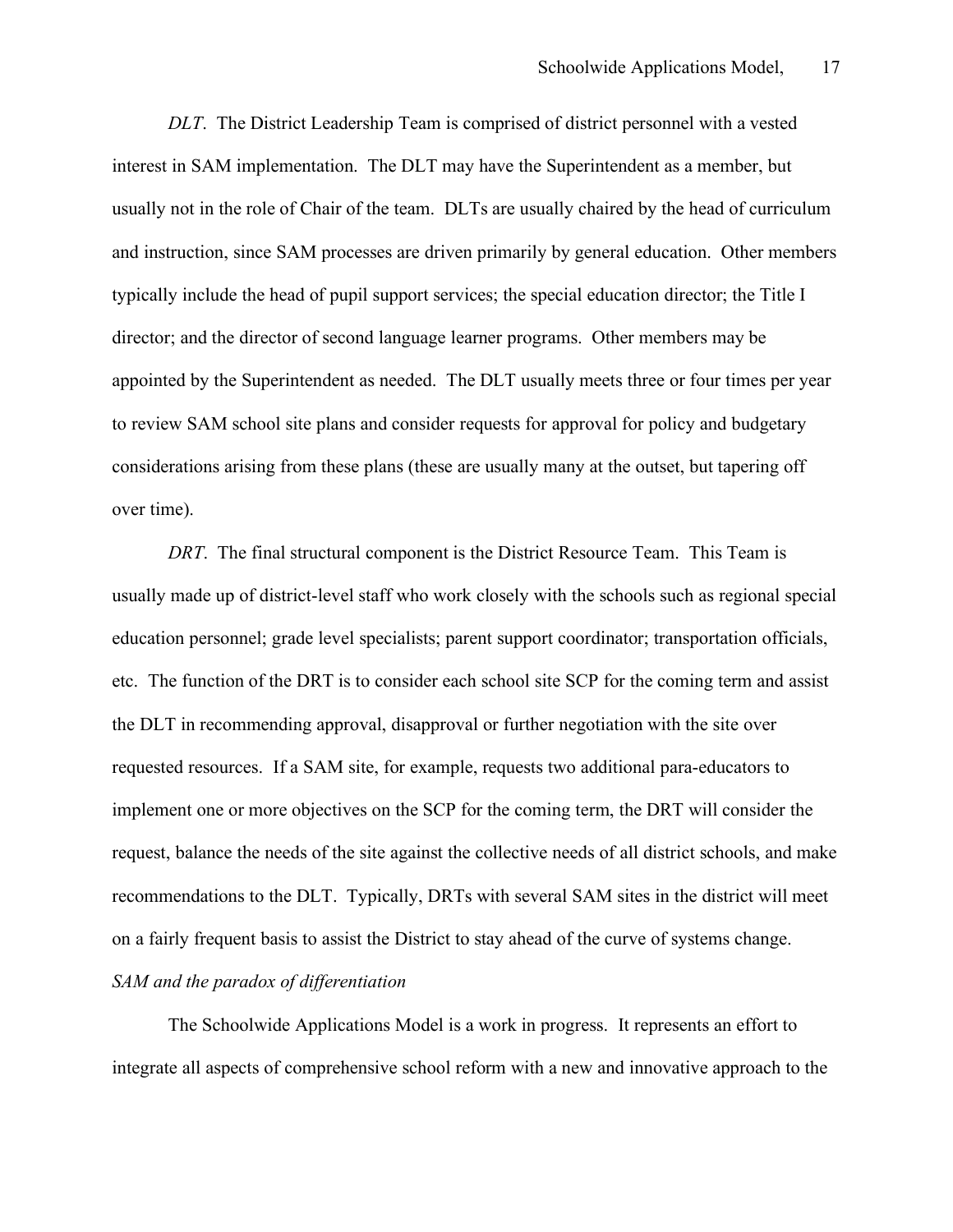*DLT*. The District Leadership Team is comprised of district personnel with a vested interest in SAM implementation. The DLT may have the Superintendent as a member, but usually not in the role of Chair of the team. DLTs are usually chaired by the head of curriculum and instruction, since SAM processes are driven primarily by general education. Other members typically include the head of pupil support services; the special education director; the Title I director; and the director of second language learner programs. Other members may be appointed by the Superintendent as needed. The DLT usually meets three or four times per year to review SAM school site plans and consider requests for approval for policy and budgetary considerations arising from these plans (these are usually many at the outset, but tapering off over time).

*DRT*. The final structural component is the District Resource Team. This Team is usually made up of district-level staff who work closely with the schools such as regional special education personnel; grade level specialists; parent support coordinator; transportation officials, etc. The function of the DRT is to consider each school site SCP for the coming term and assist the DLT in recommending approval, disapproval or further negotiation with the site over requested resources. If a SAM site, for example, requests two additional para-educators to implement one or more objectives on the SCP for the coming term, the DRT will consider the request, balance the needs of the site against the collective needs of all district schools, and make recommendations to the DLT. Typically, DRTs with several SAM sites in the district will meet on a fairly frequent basis to assist the District to stay ahead of the curve of systems change.

*SAM and the paradox of differentiation*

The Schoolwide Applications Model is a work in progress. It represents an effort to integrate all aspects of comprehensive school reform with a new and innovative approach to the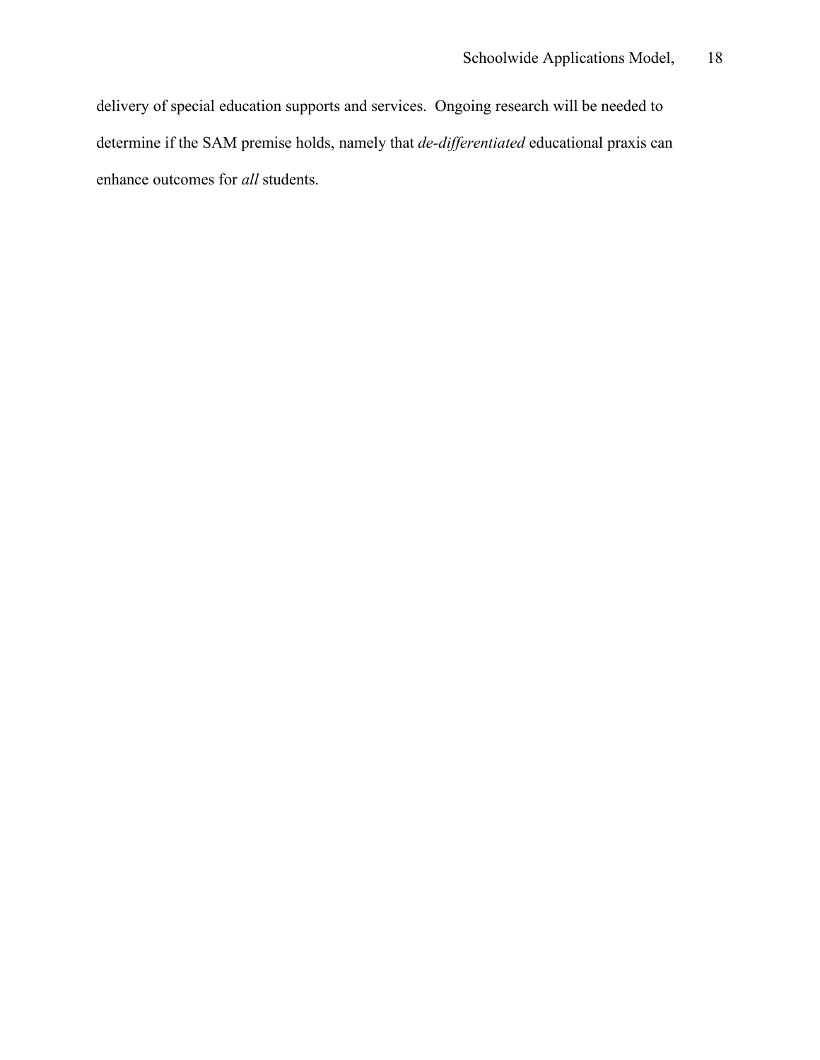delivery of special education supports and services. Ongoing research will be needed to determine if the SAM premise holds, namely that *de-differentiated* educational praxis can enhance outcomes for *all* students.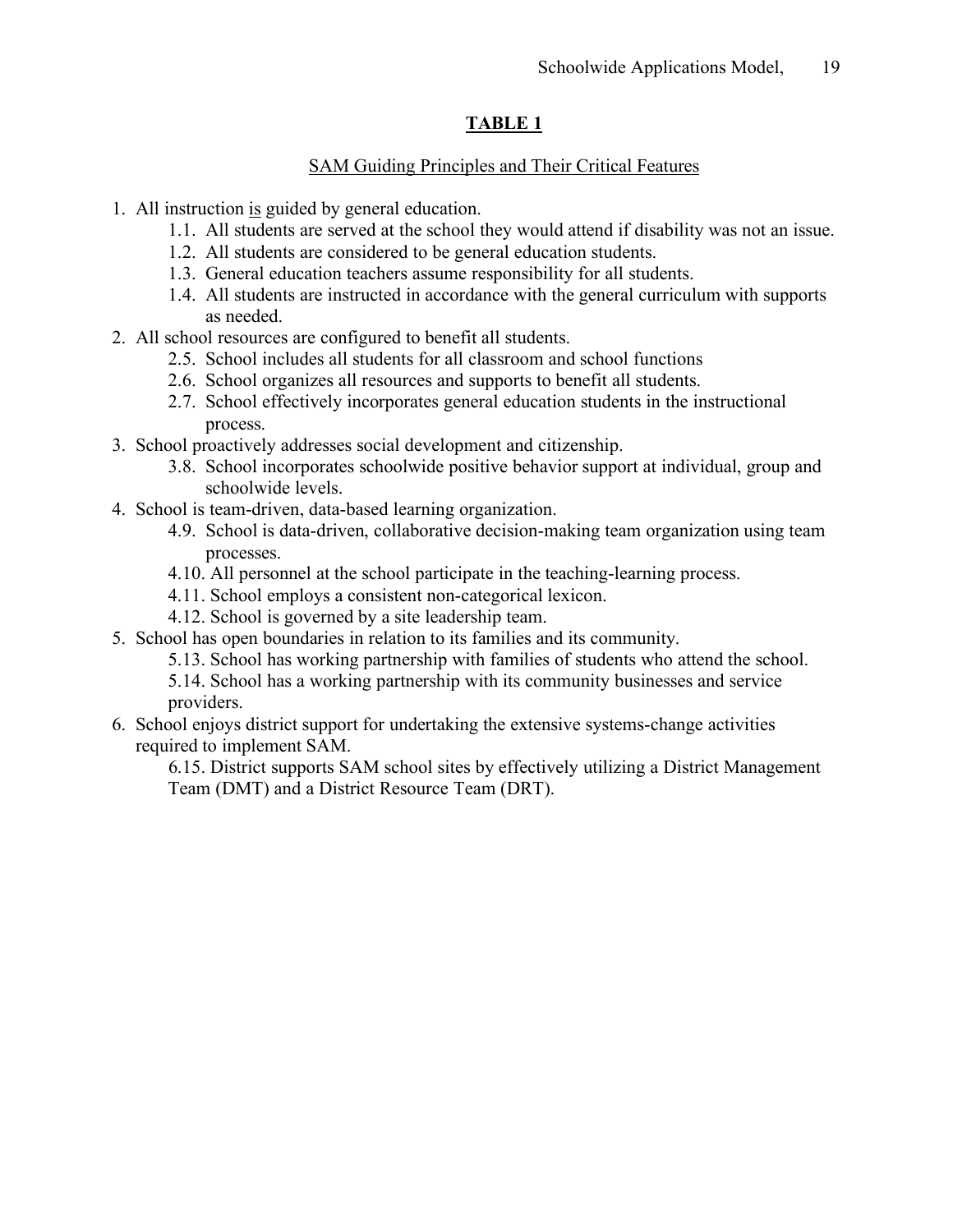## TABLE 1

SAM Guiding Principles and Their Critical Features

1. All instruction is guided by general education.
    - 1.1. All students are served at the school they would attend if disability was not an issue.
    - 1.2. All students are considered to be general education students.
    - 1.3. General education teachers assume responsibility for all students.
    - 1.4. All students are instructed in accordance with the general curriculum with supports as needed.
2. All school resources are configured to benefit all students.
    - 2.5. School includes all students for all classroom and school functions
    - 2.6. School organizes all resources and supports to benefit all students.
    - 2.7. School effectively incorporates general education students in the instructional process.
3. School proactively addresses social development and citizenship.
    - 3.8. School incorporates schoolwide positive behavior support at individual, group and schoolwide levels.
4. School is team-driven, data-based learning organization.
    - 4.9. School is data-driven, collaborative decision-making team organization using team processes.
    - 4.10. All personnel at the school participate in the teaching-learning process.
    - 4.11. School employs a consistent non-categorical lexicon.
    - 4.12. School is governed by a site leadership team.
5. School has open boundaries in relation to its families and its community.
    - 5.13. School has working partnership with families of students who attend the school.
    - 5.14. School has a working partnership with its community businesses and service providers.
6. School enjoys district support for undertaking the extensive systems-change activities required to implement SAM.
    - 6.15. District supports SAM school sites by effectively utilizing a District Management Team (DMT) and a District Resource Team (DRT).